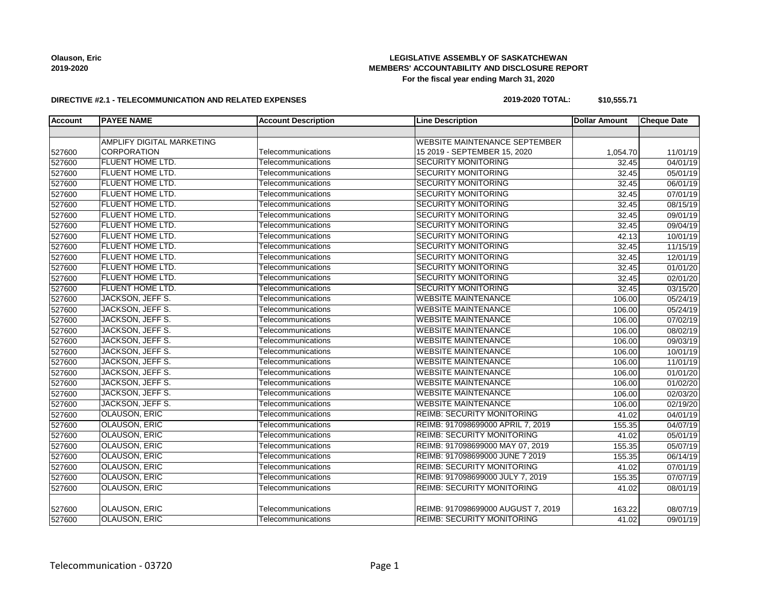**Olauson, Eric**
**2019-2020**

**LEGISLATIVE ASSEMBLY OF SASKATCHEWAN**
**MEMBERS' ACCOUNTABILITY AND DISCLOSURE REPORT**
**For the fiscal year ending March 31, 2020**

**DIRECTIVE #2.1 - TELECOMMUNICATION AND RELATED EXPENSES**

**2019-2020 TOTAL: $10,555.71**

| Account | PAYEE NAME | Account Description | Line Description | Dollar Amount | Cheque Date |
|---|---|---|---|---|---|
| | | | | | |
| 527600 | AMPLIFY DIGITAL MARKETING CORPORATION | Telecommunications | WEBSITE MAINTENANCE SEPTEMBER 15 2019 - SEPTEMBER 15, 2020 | 1,054.70 | 11/01/19 |
| 527600 | FLUENT HOME LTD. | Telecommunications | SECURITY MONITORING | 32.45 | 04/01/19 |
| 527600 | FLUENT HOME LTD. | Telecommunications | SECURITY MONITORING | 32.45 | 05/01/19 |
| 527600 | FLUENT HOME LTD. | Telecommunications | SECURITY MONITORING | 32.45 | 06/01/19 |
| 527600 | FLUENT HOME LTD. | Telecommunications | SECURITY MONITORING | 32.45 | 07/01/19 |
| 527600 | FLUENT HOME LTD. | Telecommunications | SECURITY MONITORING | 32.45 | 08/15/19 |
| 527600 | FLUENT HOME LTD. | Telecommunications | SECURITY MONITORING | 32.45 | 09/01/19 |
| 527600 | FLUENT HOME LTD. | Telecommunications | SECURITY MONITORING | 32.45 | 09/04/19 |
| 527600 | FLUENT HOME LTD. | Telecommunications | SECURITY MONITORING | 42.13 | 10/01/19 |
| 527600 | FLUENT HOME LTD. | Telecommunications | SECURITY MONITORING | 32.45 | 11/15/19 |
| 527600 | FLUENT HOME LTD. | Telecommunications | SECURITY MONITORING | 32.45 | 12/01/19 |
| 527600 | FLUENT HOME LTD. | Telecommunications | SECURITY MONITORING | 32.45 | 01/01/20 |
| 527600 | FLUENT HOME LTD. | Telecommunications | SECURITY MONITORING | 32.45 | 02/01/20 |
| 527600 | FLUENT HOME LTD. | Telecommunications | SECURITY MONITORING | 32.45 | 03/15/20 |
| 527600 | JACKSON, JEFF S. | Telecommunications | WEBSITE MAINTENANCE | 106.00 | 05/24/19 |
| 527600 | JACKSON, JEFF S. | Telecommunications | WEBSITE MAINTENANCE | 106.00 | 05/24/19 |
| 527600 | JACKSON, JEFF S. | Telecommunications | WEBSITE MAINTENANCE | 106.00 | 07/02/19 |
| 527600 | JACKSON, JEFF S. | Telecommunications | WEBSITE MAINTENANCE | 106.00 | 08/02/19 |
| 527600 | JACKSON, JEFF S. | Telecommunications | WEBSITE MAINTENANCE | 106.00 | 09/03/19 |
| 527600 | JACKSON, JEFF S. | Telecommunications | WEBSITE MAINTENANCE | 106.00 | 10/01/19 |
| 527600 | JACKSON, JEFF S. | Telecommunications | WEBSITE MAINTENANCE | 106.00 | 11/01/19 |
| 527600 | JACKSON, JEFF S. | Telecommunications | WEBSITE MAINTENANCE | 106.00 | 01/01/20 |
| 527600 | JACKSON, JEFF S. | Telecommunications | WEBSITE MAINTENANCE | 106.00 | 01/02/20 |
| 527600 | JACKSON, JEFF S. | Telecommunications | WEBSITE MAINTENANCE | 106.00 | 02/03/20 |
| 527600 | JACKSON, JEFF S. | Telecommunications | WEBSITE MAINTENANCE | 106.00 | 02/19/20 |
| 527600 | OLAUSON, ERIC | Telecommunications | REIMB: SECURITY MONITORING | 41.02 | 04/01/19 |
| 527600 | OLAUSON, ERIC | Telecommunications | REIMB: 917098699000 APRIL 7, 2019 | 155.35 | 04/07/19 |
| 527600 | OLAUSON, ERIC | Telecommunications | REIMB: SECURITY MONITORING | 41.02 | 05/01/19 |
| 527600 | OLAUSON, ERIC | Telecommunications | REIMB: 917098699000 MAY 07, 2019 | 155.35 | 05/07/19 |
| 527600 | OLAUSON, ERIC | Telecommunications | REIMB: 917098699000 JUNE 7 2019 | 155.35 | 06/14/19 |
| 527600 | OLAUSON, ERIC | Telecommunications | REIMB: SECURITY MONITORING | 41.02 | 07/01/19 |
| 527600 | OLAUSON, ERIC | Telecommunications | REIMB: 917098699000 JULY 7, 2019 | 155.35 | 07/07/19 |
| 527600 | OLAUSON, ERIC | Telecommunications | REIMB: SECURITY MONITORING | 41.02 | 08/01/19 |
| 527600 | OLAUSON, ERIC | Telecommunications | REIMB: 917098699000 AUGUST 7, 2019 | 163.22 | 08/07/19 |
| 527600 | OLAUSON, ERIC | Telecommunications | REIMB: SECURITY MONITORING | 41.02 | 09/01/19 |

Telecommunication - 03720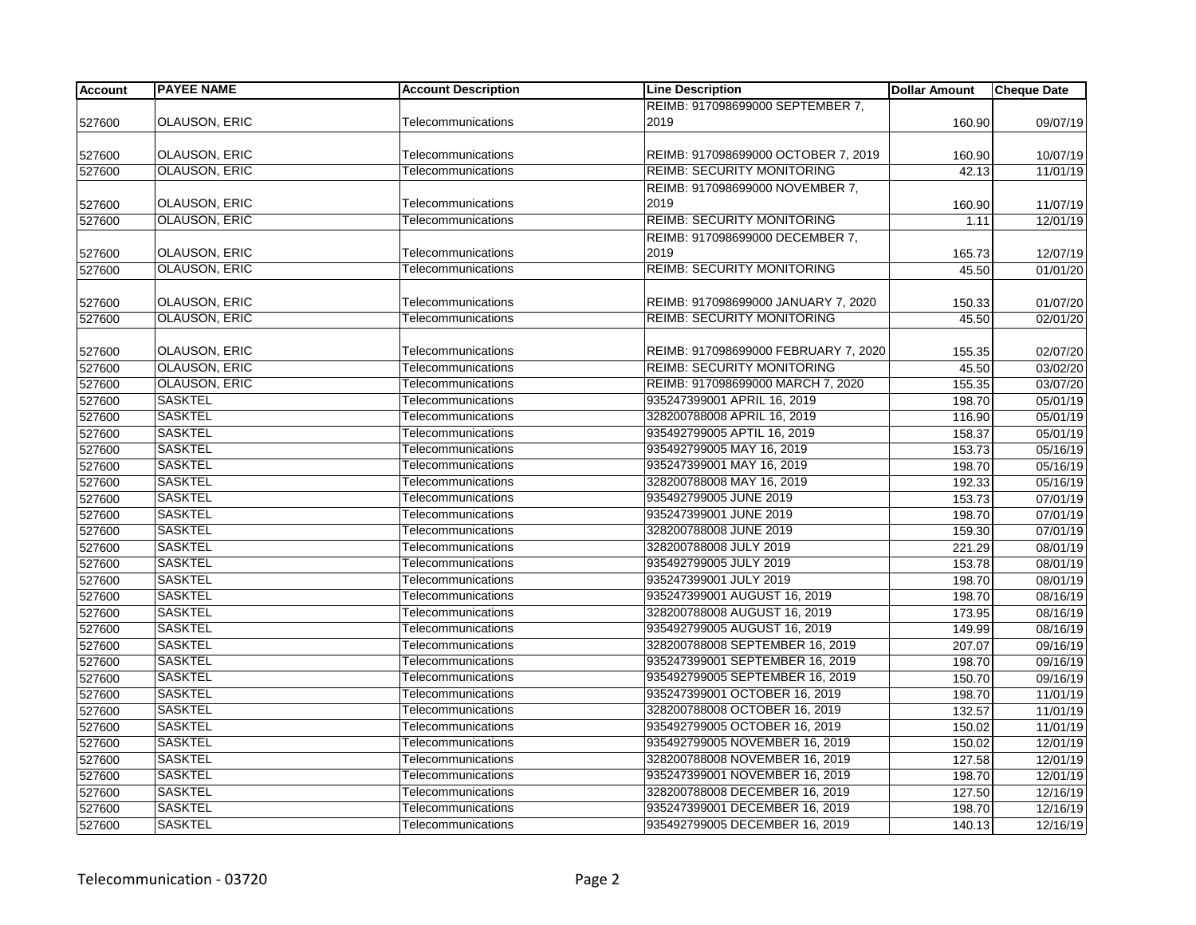| Account | PAYEE NAME | Account Description | Line Description | Dollar Amount | Cheque Date |
|---|---|---|---|---|---|
| 527600 | OLAUSON, ERIC | Telecommunications | REIMB: 917098699000 SEPTEMBER 7, 2019 | 160.90 | 09/07/19 |
| 527600 | OLAUSON, ERIC | Telecommunications | REIMB: 917098699000 OCTOBER 7, 2019 | 160.90 | 10/07/19 |
| 527600 | OLAUSON, ERIC | Telecommunications | REIMB: SECURITY MONITORING | 42.13 | 11/01/19 |
| 527600 | OLAUSON, ERIC | Telecommunications | REIMB: 917098699000 NOVEMBER 7, 2019 | 160.90 | 11/07/19 |
| 527600 | OLAUSON, ERIC | Telecommunications | REIMB: SECURITY MONITORING | 1.11 | 12/01/19 |
| 527600 | OLAUSON, ERIC | Telecommunications | REIMB: 917098699000 DECEMBER 7, 2019 | 165.73 | 12/07/19 |
| 527600 | OLAUSON, ERIC | Telecommunications | REIMB: SECURITY MONITORING | 45.50 | 01/01/20 |
| 527600 | OLAUSON, ERIC | Telecommunications | REIMB: 917098699000 JANUARY 7, 2020 | 150.33 | 01/07/20 |
| 527600 | OLAUSON, ERIC | Telecommunications | REIMB: SECURITY MONITORING | 45.50 | 02/01/20 |
| 527600 | OLAUSON, ERIC | Telecommunications | REIMB: 917098699000 FEBRUARY 7, 2020 | 155.35 | 02/07/20 |
| 527600 | OLAUSON, ERIC | Telecommunications | REIMB: SECURITY MONITORING | 45.50 | 03/02/20 |
| 527600 | OLAUSON, ERIC | Telecommunications | REIMB: 917098699000 MARCH 7, 2020 | 155.35 | 03/07/20 |
| 527600 | SASKTEL | Telecommunications | 935247399001 APRIL 16, 2019 | 198.70 | 05/01/19 |
| 527600 | SASKTEL | Telecommunications | 328200788008 APRIL 16, 2019 | 116.90 | 05/01/19 |
| 527600 | SASKTEL | Telecommunications | 935492799005 APTIL 16, 2019 | 158.37 | 05/01/19 |
| 527600 | SASKTEL | Telecommunications | 935492799005 MAY 16, 2019 | 153.73 | 05/16/19 |
| 527600 | SASKTEL | Telecommunications | 935247399001 MAY 16, 2019 | 198.70 | 05/16/19 |
| 527600 | SASKTEL | Telecommunications | 328200788008 MAY 16, 2019 | 192.33 | 05/16/19 |
| 527600 | SASKTEL | Telecommunications | 935492799005 JUNE 2019 | 153.73 | 07/01/19 |
| 527600 | SASKTEL | Telecommunications | 935247399001 JUNE 2019 | 198.70 | 07/01/19 |
| 527600 | SASKTEL | Telecommunications | 328200788008 JUNE 2019 | 159.30 | 07/01/19 |
| 527600 | SASKTEL | Telecommunications | 328200788008 JULY 2019 | 221.29 | 08/01/19 |
| 527600 | SASKTEL | Telecommunications | 935492799005 JULY 2019 | 153.78 | 08/01/19 |
| 527600 | SASKTEL | Telecommunications | 935247399001 JULY 2019 | 198.70 | 08/01/19 |
| 527600 | SASKTEL | Telecommunications | 935247399001 AUGUST 16, 2019 | 198.70 | 08/16/19 |
| 527600 | SASKTEL | Telecommunications | 328200788008 AUGUST 16, 2019 | 173.95 | 08/16/19 |
| 527600 | SASKTEL | Telecommunications | 935492799005 AUGUST 16, 2019 | 149.99 | 08/16/19 |
| 527600 | SASKTEL | Telecommunications | 328200788008 SEPTEMBER 16, 2019 | 207.07 | 09/16/19 |
| 527600 | SASKTEL | Telecommunications | 935247399001 SEPTEMBER 16, 2019 | 198.70 | 09/16/19 |
| 527600 | SASKTEL | Telecommunications | 935492799005 SEPTEMBER 16, 2019 | 150.70 | 09/16/19 |
| 527600 | SASKTEL | Telecommunications | 935247399001 OCTOBER 16, 2019 | 198.70 | 11/01/19 |
| 527600 | SASKTEL | Telecommunications | 328200788008 OCTOBER 16, 2019 | 132.57 | 11/01/19 |
| 527600 | SASKTEL | Telecommunications | 935492799005 OCTOBER 16, 2019 | 150.02 | 11/01/19 |
| 527600 | SASKTEL | Telecommunications | 935492799005 NOVEMBER 16, 2019 | 150.02 | 12/01/19 |
| 527600 | SASKTEL | Telecommunications | 328200788008 NOVEMBER 16, 2019 | 127.58 | 12/01/19 |
| 527600 | SASKTEL | Telecommunications | 935247399001 NOVEMBER 16, 2019 | 198.70 | 12/01/19 |
| 527600 | SASKTEL | Telecommunications | 328200788008 DECEMBER 16, 2019 | 127.50 | 12/16/19 |
| 527600 | SASKTEL | Telecommunications | 935247399001 DECEMBER 16, 2019 | 198.70 | 12/16/19 |
| 527600 | SASKTEL | Telecommunications | 935492799005 DECEMBER 16, 2019 | 140.13 | 12/16/19 |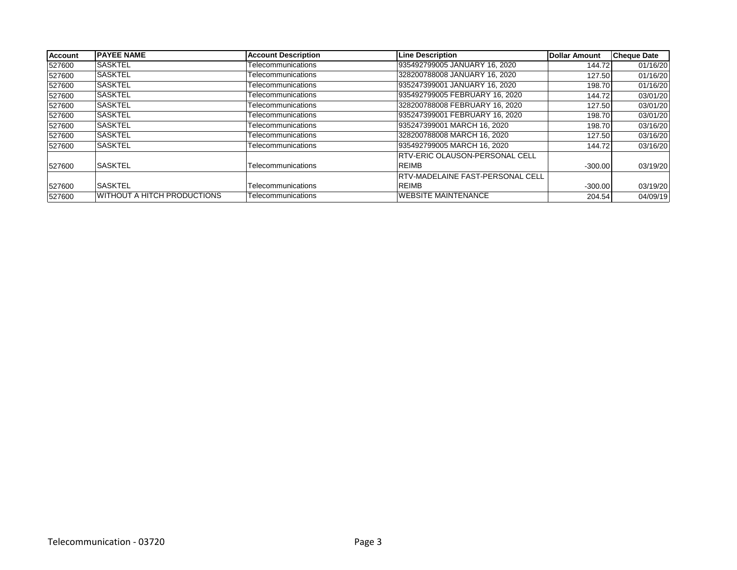| Account | PAYEE NAME | Account Description | Line Description | Dollar Amount | Cheque Date |
|---|---|---|---|---|---|
| 527600 | SASKTEL | Telecommunications | 935492799005 JANUARY 16, 2020 | 144.72 | 01/16/20 |
| 527600 | SASKTEL | Telecommunications | 328200788008 JANUARY 16, 2020 | 127.50 | 01/16/20 |
| 527600 | SASKTEL | Telecommunications | 935247399001 JANUARY 16, 2020 | 198.70 | 01/16/20 |
| 527600 | SASKTEL | Telecommunications | 935492799005 FEBRUARY 16, 2020 | 144.72 | 03/01/20 |
| 527600 | SASKTEL | Telecommunications | 328200788008 FEBRUARY 16, 2020 | 127.50 | 03/01/20 |
| 527600 | SASKTEL | Telecommunications | 935247399001 FEBRUARY 16, 2020 | 198.70 | 03/01/20 |
| 527600 | SASKTEL | Telecommunications | 935247399001 MARCH 16, 2020 | 198.70 | 03/16/20 |
| 527600 | SASKTEL | Telecommunications | 328200788008 MARCH 16, 2020 | 127.50 | 03/16/20 |
| 527600 | SASKTEL | Telecommunications | 935492799005 MARCH 16, 2020 | 144.72 | 03/16/20 |
| 527600 | SASKTEL | Telecommunications | RTV-ERIC OLAUSON-PERSONAL CELL REIMB | -300.00 | 03/19/20 |
| 527600 | SASKTEL | Telecommunications | RTV-MADELAINE FAST-PERSONAL CELL REIMB | -300.00 | 03/19/20 |
| 527600 | WITHOUT A HITCH PRODUCTIONS | Telecommunications | WEBSITE MAINTENANCE | 204.54 | 04/09/19 |

Telecommunication - 03720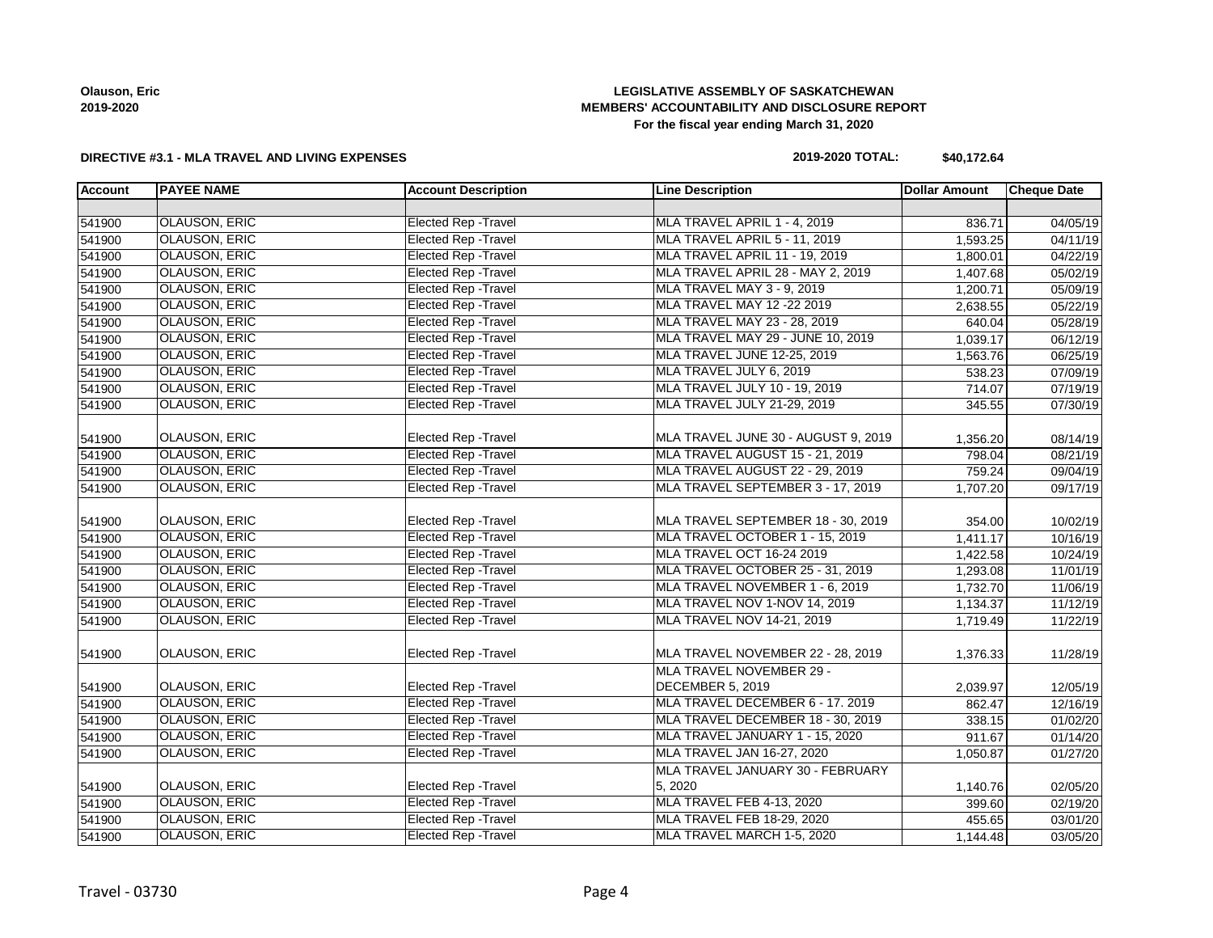**Olauson, Eric**
**2019-2020**

**LEGISLATIVE ASSEMBLY OF SASKATCHEWAN**
**MEMBERS' ACCOUNTABILITY AND DISCLOSURE REPORT**
**For the fiscal year ending March 31, 2020**

**DIRECTIVE #3.1 - MLA TRAVEL AND LIVING EXPENSES**

**2019-2020 TOTAL: $40,172.64**

| Account | PAYEE NAME | Account Description | Line Description | Dollar Amount | Cheque Date |
|---|---|---|---|---|---|
| | | | | | |
| 541900 | OLAUSON, ERIC | Elected Rep -Travel | MLA TRAVEL APRIL 1 - 4, 2019 | 836.71 | 04/05/19 |
| 541900 | OLAUSON, ERIC | Elected Rep -Travel | MLA TRAVEL APRIL 5 - 11, 2019 | 1,593.25 | 04/11/19 |
| 541900 | OLAUSON, ERIC | Elected Rep -Travel | MLA TRAVEL APRIL 11 - 19, 2019 | 1,800.01 | 04/22/19 |
| 541900 | OLAUSON, ERIC | Elected Rep -Travel | MLA TRAVEL APRIL 28 - MAY 2, 2019 | 1,407.68 | 05/02/19 |
| 541900 | OLAUSON, ERIC | Elected Rep -Travel | MLA TRAVEL MAY 3 - 9, 2019 | 1,200.71 | 05/09/19 |
| 541900 | OLAUSON, ERIC | Elected Rep -Travel | MLA TRAVEL MAY 12 -22 2019 | 2,638.55 | 05/22/19 |
| 541900 | OLAUSON, ERIC | Elected Rep -Travel | MLA TRAVEL MAY 23 - 28, 2019 | 640.04 | 05/28/19 |
| 541900 | OLAUSON, ERIC | Elected Rep -Travel | MLA TRAVEL MAY 29 - JUNE 10, 2019 | 1,039.17 | 06/12/19 |
| 541900 | OLAUSON, ERIC | Elected Rep -Travel | MLA TRAVEL JUNE 12-25, 2019 | 1,563.76 | 06/25/19 |
| 541900 | OLAUSON, ERIC | Elected Rep -Travel | MLA TRAVEL JULY 6, 2019 | 538.23 | 07/09/19 |
| 541900 | OLAUSON, ERIC | Elected Rep -Travel | MLA TRAVEL JULY 10 - 19, 2019 | 714.07 | 07/19/19 |
| 541900 | OLAUSON, ERIC | Elected Rep -Travel | MLA TRAVEL JULY 21-29, 2019 | 345.55 | 07/30/19 |
| 541900 | OLAUSON, ERIC | Elected Rep -Travel | MLA TRAVEL JUNE 30 - AUGUST 9, 2019 | 1,356.20 | 08/14/19 |
| 541900 | OLAUSON, ERIC | Elected Rep -Travel | MLA TRAVEL AUGUST 15 - 21, 2019 | 798.04 | 08/21/19 |
| 541900 | OLAUSON, ERIC | Elected Rep -Travel | MLA TRAVEL AUGUST 22 - 29, 2019 | 759.24 | 09/04/19 |
| 541900 | OLAUSON, ERIC | Elected Rep -Travel | MLA TRAVEL SEPTEMBER 3 - 17, 2019 | 1,707.20 | 09/17/19 |
| 541900 | OLAUSON, ERIC | Elected Rep -Travel | MLA TRAVEL SEPTEMBER 18 - 30, 2019 | 354.00 | 10/02/19 |
| 541900 | OLAUSON, ERIC | Elected Rep -Travel | MLA TRAVEL OCTOBER 1 - 15, 2019 | 1,411.17 | 10/16/19 |
| 541900 | OLAUSON, ERIC | Elected Rep -Travel | MLA TRAVEL OCT 16-24 2019 | 1,422.58 | 10/24/19 |
| 541900 | OLAUSON, ERIC | Elected Rep -Travel | MLA TRAVEL OCTOBER 25 - 31, 2019 | 1,293.08 | 11/01/19 |
| 541900 | OLAUSON, ERIC | Elected Rep -Travel | MLA TRAVEL NOVEMBER 1 - 6, 2019 | 1,732.70 | 11/06/19 |
| 541900 | OLAUSON, ERIC | Elected Rep -Travel | MLA TRAVEL NOV 1-NOV 14, 2019 | 1,134.37 | 11/12/19 |
| 541900 | OLAUSON, ERIC | Elected Rep -Travel | MLA TRAVEL NOV 14-21, 2019 | 1,719.49 | 11/22/19 |
| 541900 | OLAUSON, ERIC | Elected Rep -Travel | MLA TRAVEL NOVEMBER 22 - 28, 2019 | 1,376.33 | 11/28/19 |
| 541900 | OLAUSON, ERIC | Elected Rep -Travel | MLA TRAVEL NOVEMBER 29 - DECEMBER 5, 2019 | 2,039.97 | 12/05/19 |
| 541900 | OLAUSON, ERIC | Elected Rep -Travel | MLA TRAVEL DECEMBER 6 - 17. 2019 | 862.47 | 12/16/19 |
| 541900 | OLAUSON, ERIC | Elected Rep -Travel | MLA TRAVEL DECEMBER 18 - 30, 2019 | 338.15 | 01/02/20 |
| 541900 | OLAUSON, ERIC | Elected Rep -Travel | MLA TRAVEL JANUARY 1 - 15, 2020 | 911.67 | 01/14/20 |
| 541900 | OLAUSON, ERIC | Elected Rep -Travel | MLA TRAVEL JAN 16-27, 2020 | 1,050.87 | 01/27/20 |
| 541900 | OLAUSON, ERIC | Elected Rep -Travel | MLA TRAVEL JANUARY 30 - FEBRUARY 5, 2020 | 1,140.76 | 02/05/20 |
| 541900 | OLAUSON, ERIC | Elected Rep -Travel | MLA TRAVEL FEB 4-13, 2020 | 399.60 | 02/19/20 |
| 541900 | OLAUSON, ERIC | Elected Rep -Travel | MLA TRAVEL FEB 18-29, 2020 | 455.65 | 03/01/20 |
| 541900 | OLAUSON, ERIC | Elected Rep -Travel | MLA TRAVEL MARCH 1-5, 2020 | 1,144.48 | 03/05/20 |

Travel - 03730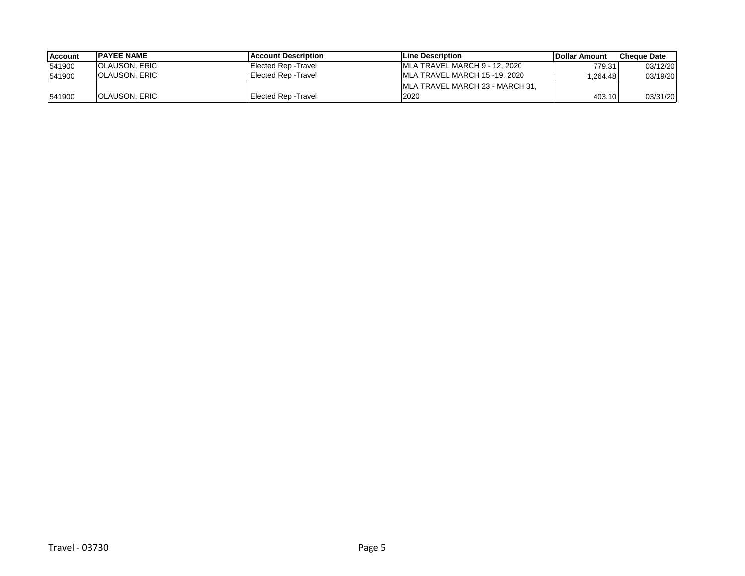| Account | PAYEE NAME | Account Description | Line Description | Dollar Amount | Cheque Date |
|---|---|---|---|---|---|
| 541900 | OLAUSON, ERIC | Elected Rep -Travel | MLA TRAVEL MARCH 9 - 12, 2020 | 779.31 | 03/12/20 |
| 541900 | OLAUSON, ERIC | Elected Rep -Travel | MLA TRAVEL MARCH 15 -19, 2020 | 1,264.48 | 03/19/20 |
| 541900 | OLAUSON, ERIC | Elected Rep -Travel | MLA TRAVEL MARCH 23 - MARCH 31, 2020 | 403.10 | 03/31/20 |

Travel - 03730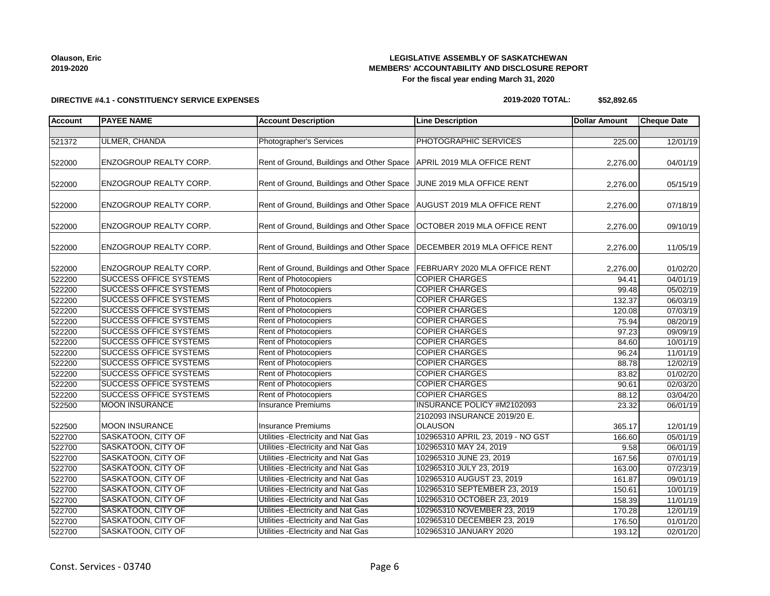**Olauson, Eric**
**2019-2020**

**LEGISLATIVE ASSEMBLY OF SASKATCHEWAN**
**MEMBERS' ACCOUNTABILITY AND DISCLOSURE REPORT**
**For the fiscal year ending March 31, 2020**

**DIRECTIVE #4.1 - CONSTITUENCY SERVICE EXPENSES**

**2019-2020 TOTAL: $52,892.65**

| Account | PAYEE NAME | Account Description | Line Description | Dollar Amount | Cheque Date |
|---|---|---|---|---|---|
| | | | | | |
| 521372 | ULMER, CHANDA | Photographer's Services | PHOTOGRAPHIC SERVICES | 225.00 | 12/01/19 |
| 522000 | ENZOGROUP REALTY CORP. | Rent of Ground, Buildings and Other Space | APRIL 2019 MLA OFFICE RENT | 2,276.00 | 04/01/19 |
| 522000 | ENZOGROUP REALTY CORP. | Rent of Ground, Buildings and Other Space | JUNE 2019 MLA OFFICE RENT | 2,276.00 | 05/15/19 |
| 522000 | ENZOGROUP REALTY CORP. | Rent of Ground, Buildings and Other Space | AUGUST 2019 MLA OFFICE RENT | 2,276.00 | 07/18/19 |
| 522000 | ENZOGROUP REALTY CORP. | Rent of Ground, Buildings and Other Space | OCTOBER 2019 MLA OFFICE RENT | 2,276.00 | 09/10/19 |
| 522000 | ENZOGROUP REALTY CORP. | Rent of Ground, Buildings and Other Space | DECEMBER 2019 MLA OFFICE RENT | 2,276.00 | 11/05/19 |
| 522000 | ENZOGROUP REALTY CORP. | Rent of Ground, Buildings and Other Space | FEBRUARY 2020 MLA OFFICE RENT | 2,276.00 | 01/02/20 |
| 522200 | SUCCESS OFFICE SYSTEMS | Rent of Photocopiers | COPIER CHARGES | 94.41 | 04/01/19 |
| 522200 | SUCCESS OFFICE SYSTEMS | Rent of Photocopiers | COPIER CHARGES | 99.48 | 05/02/19 |
| 522200 | SUCCESS OFFICE SYSTEMS | Rent of Photocopiers | COPIER CHARGES | 132.37 | 06/03/19 |
| 522200 | SUCCESS OFFICE SYSTEMS | Rent of Photocopiers | COPIER CHARGES | 120.08 | 07/03/19 |
| 522200 | SUCCESS OFFICE SYSTEMS | Rent of Photocopiers | COPIER CHARGES | 75.94 | 08/20/19 |
| 522200 | SUCCESS OFFICE SYSTEMS | Rent of Photocopiers | COPIER CHARGES | 97.23 | 09/09/19 |
| 522200 | SUCCESS OFFICE SYSTEMS | Rent of Photocopiers | COPIER CHARGES | 84.60 | 10/01/19 |
| 522200 | SUCCESS OFFICE SYSTEMS | Rent of Photocopiers | COPIER CHARGES | 96.24 | 11/01/19 |
| 522200 | SUCCESS OFFICE SYSTEMS | Rent of Photocopiers | COPIER CHARGES | 88.78 | 12/02/19 |
| 522200 | SUCCESS OFFICE SYSTEMS | Rent of Photocopiers | COPIER CHARGES | 83.82 | 01/02/20 |
| 522200 | SUCCESS OFFICE SYSTEMS | Rent of Photocopiers | COPIER CHARGES | 90.61 | 02/03/20 |
| 522200 | SUCCESS OFFICE SYSTEMS | Rent of Photocopiers | COPIER CHARGES | 88.12 | 03/04/20 |
| 522500 | MOON INSURANCE | Insurance Premiums | INSURANCE POLICY #M2102093 | 23.32 | 06/01/19 |
| 522500 | MOON INSURANCE | Insurance Premiums | 2102093 INSURANCE 2019/20 E. OLAUSON | 365.17 | 12/01/19 |
| 522700 | SASKATOON, CITY OF | Utilities -Electricity and Nat Gas | 102965310 APRIL 23, 2019 - NO GST | 166.60 | 05/01/19 |
| 522700 | SASKATOON, CITY OF | Utilities -Electricity and Nat Gas | 102965310 MAY 24, 2019 | 9.58 | 06/01/19 |
| 522700 | SASKATOON, CITY OF | Utilities -Electricity and Nat Gas | 102965310 JUNE 23, 2019 | 167.56 | 07/01/19 |
| 522700 | SASKATOON, CITY OF | Utilities -Electricity and Nat Gas | 102965310 JULY 23, 2019 | 163.00 | 07/23/19 |
| 522700 | SASKATOON, CITY OF | Utilities -Electricity and Nat Gas | 102965310 AUGUST 23, 2019 | 161.87 | 09/01/19 |
| 522700 | SASKATOON, CITY OF | Utilities -Electricity and Nat Gas | 102965310 SEPTEMBER 23, 2019 | 150.61 | 10/01/19 |
| 522700 | SASKATOON, CITY OF | Utilities -Electricity and Nat Gas | 102965310 OCTOBER 23, 2019 | 158.39 | 11/01/19 |
| 522700 | SASKATOON, CITY OF | Utilities -Electricity and Nat Gas | 102965310 NOVEMBER 23, 2019 | 170.28 | 12/01/19 |
| 522700 | SASKATOON, CITY OF | Utilities -Electricity and Nat Gas | 102965310 DECEMBER 23, 2019 | 176.50 | 01/01/20 |
| 522700 | SASKATOON, CITY OF | Utilities -Electricity and Nat Gas | 102965310 JANUARY 2020 | 193.12 | 02/01/20 |

Const. Services - 03740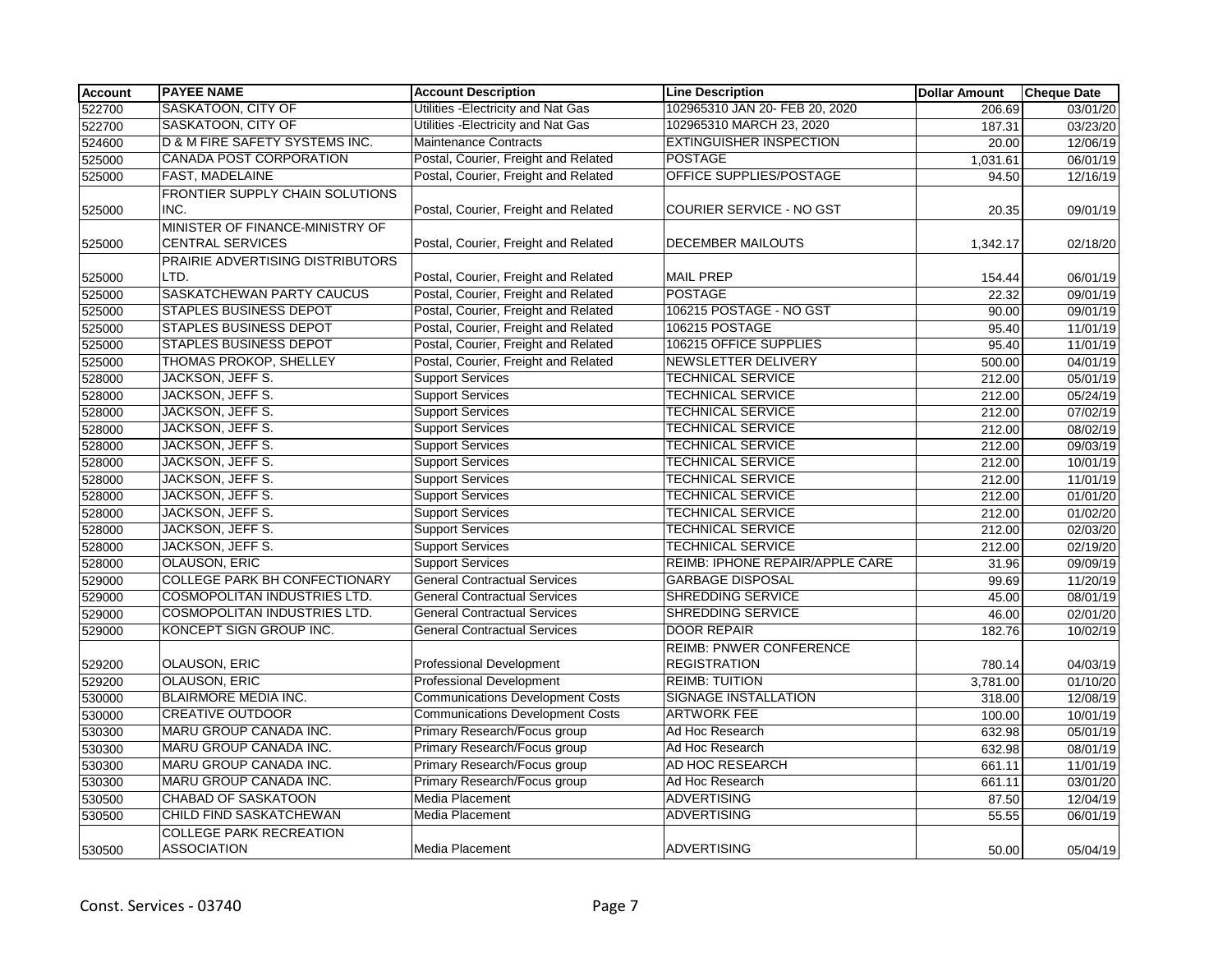| Account | PAYEE NAME | Account Description | Line Description | Dollar Amount | Cheque Date |
|---|---|---|---|---|---|
| 522700 | SASKATOON, CITY OF | Utilities -Electricity and Nat Gas | 102965310 JAN 20- FEB 20, 2020 | 206.69 | 03/01/20 |
| 522700 | SASKATOON, CITY OF | Utilities -Electricity and Nat Gas | 102965310 MARCH 23, 2020 | 187.31 | 03/23/20 |
| 524600 | D & M FIRE SAFETY SYSTEMS INC. | Maintenance Contracts | EXTINGUISHER INSPECTION | 20.00 | 12/06/19 |
| 525000 | CANADA POST CORPORATION | Postal, Courier, Freight and Related | POSTAGE | 1,031.61 | 06/01/19 |
| 525000 | FAST, MADELAINE | Postal, Courier, Freight and Related | OFFICE SUPPLIES/POSTAGE | 94.50 | 12/16/19 |
| 525000 | FRONTIER SUPPLY CHAIN SOLUTIONS INC. | Postal, Courier, Freight and Related | COURIER SERVICE - NO GST | 20.35 | 09/01/19 |
| 525000 | MINISTER OF FINANCE-MINISTRY OF CENTRAL SERVICES | Postal, Courier, Freight and Related | DECEMBER MAILOUTS | 1,342.17 | 02/18/20 |
| 525000 | PRAIRIE ADVERTISING DISTRIBUTORS LTD. | Postal, Courier, Freight and Related | MAIL PREP | 154.44 | 06/01/19 |
| 525000 | SASKATCHEWAN PARTY CAUCUS | Postal, Courier, Freight and Related | POSTAGE | 22.32 | 09/01/19 |
| 525000 | STAPLES BUSINESS DEPOT | Postal, Courier, Freight and Related | 106215 POSTAGE - NO GST | 90.00 | 09/01/19 |
| 525000 | STAPLES BUSINESS DEPOT | Postal, Courier, Freight and Related | 106215 POSTAGE | 95.40 | 11/01/19 |
| 525000 | STAPLES BUSINESS DEPOT | Postal, Courier, Freight and Related | 106215 OFFICE SUPPLIES | 95.40 | 11/01/19 |
| 525000 | THOMAS PROKOP, SHELLEY | Postal, Courier, Freight and Related | NEWSLETTER DELIVERY | 500.00 | 04/01/19 |
| 528000 | JACKSON, JEFF S. | Support Services | TECHNICAL SERVICE | 212.00 | 05/01/19 |
| 528000 | JACKSON, JEFF S. | Support Services | TECHNICAL SERVICE | 212.00 | 05/24/19 |
| 528000 | JACKSON, JEFF S. | Support Services | TECHNICAL SERVICE | 212.00 | 07/02/19 |
| 528000 | JACKSON, JEFF S. | Support Services | TECHNICAL SERVICE | 212.00 | 08/02/19 |
| 528000 | JACKSON, JEFF S. | Support Services | TECHNICAL SERVICE | 212.00 | 09/03/19 |
| 528000 | JACKSON, JEFF S. | Support Services | TECHNICAL SERVICE | 212.00 | 10/01/19 |
| 528000 | JACKSON, JEFF S. | Support Services | TECHNICAL SERVICE | 212.00 | 11/01/19 |
| 528000 | JACKSON, JEFF S. | Support Services | TECHNICAL SERVICE | 212.00 | 01/01/20 |
| 528000 | JACKSON, JEFF S. | Support Services | TECHNICAL SERVICE | 212.00 | 01/02/20 |
| 528000 | JACKSON, JEFF S. | Support Services | TECHNICAL SERVICE | 212.00 | 02/03/20 |
| 528000 | JACKSON, JEFF S. | Support Services | TECHNICAL SERVICE | 212.00 | 02/19/20 |
| 528000 | OLAUSON, ERIC | Support Services | REIMB: IPHONE REPAIR/APPLE CARE | 31.96 | 09/09/19 |
| 529000 | COLLEGE PARK BH CONFECTIONARY | General Contractual Services | GARBAGE DISPOSAL | 99.69 | 11/20/19 |
| 529000 | COSMOPOLITAN INDUSTRIES LTD. | General Contractual Services | SHREDDING SERVICE | 45.00 | 08/01/19 |
| 529000 | COSMOPOLITAN INDUSTRIES LTD. | General Contractual Services | SHREDDING SERVICE | 46.00 | 02/01/20 |
| 529000 | KONCEPT SIGN GROUP INC. | General Contractual Services | DOOR REPAIR | 182.76 | 10/02/19 |
| 529200 | OLAUSON, ERIC | Professional Development | REIMB: PNWER CONFERENCE REGISTRATION | 780.14 | 04/03/19 |
| 529200 | OLAUSON, ERIC | Professional Development | REIMB: TUITION | 3,781.00 | 01/10/20 |
| 530000 | BLAIRMORE MEDIA INC. | Communications Development Costs | SIGNAGE INSTALLATION | 318.00 | 12/08/19 |
| 530000 | CREATIVE OUTDOOR | Communications Development Costs | ARTWORK FEE | 100.00 | 10/01/19 |
| 530300 | MARU GROUP CANADA INC. | Primary Research/Focus group | Ad Hoc Research | 632.98 | 05/01/19 |
| 530300 | MARU GROUP CANADA INC. | Primary Research/Focus group | Ad Hoc Research | 632.98 | 08/01/19 |
| 530300 | MARU GROUP CANADA INC. | Primary Research/Focus group | AD HOC RESEARCH | 661.11 | 11/01/19 |
| 530300 | MARU GROUP CANADA INC. | Primary Research/Focus group | Ad Hoc Research | 661.11 | 03/01/20 |
| 530500 | CHABAD OF SASKATOON | Media Placement | ADVERTISING | 87.50 | 12/04/19 |
| 530500 | CHILD FIND SASKATCHEWAN | Media Placement | ADVERTISING | 55.55 | 06/01/19 |
| 530500 | COLLEGE PARK RECREATION ASSOCIATION | Media Placement | ADVERTISING | 50.00 | 05/04/19 |

Const. Services - 03740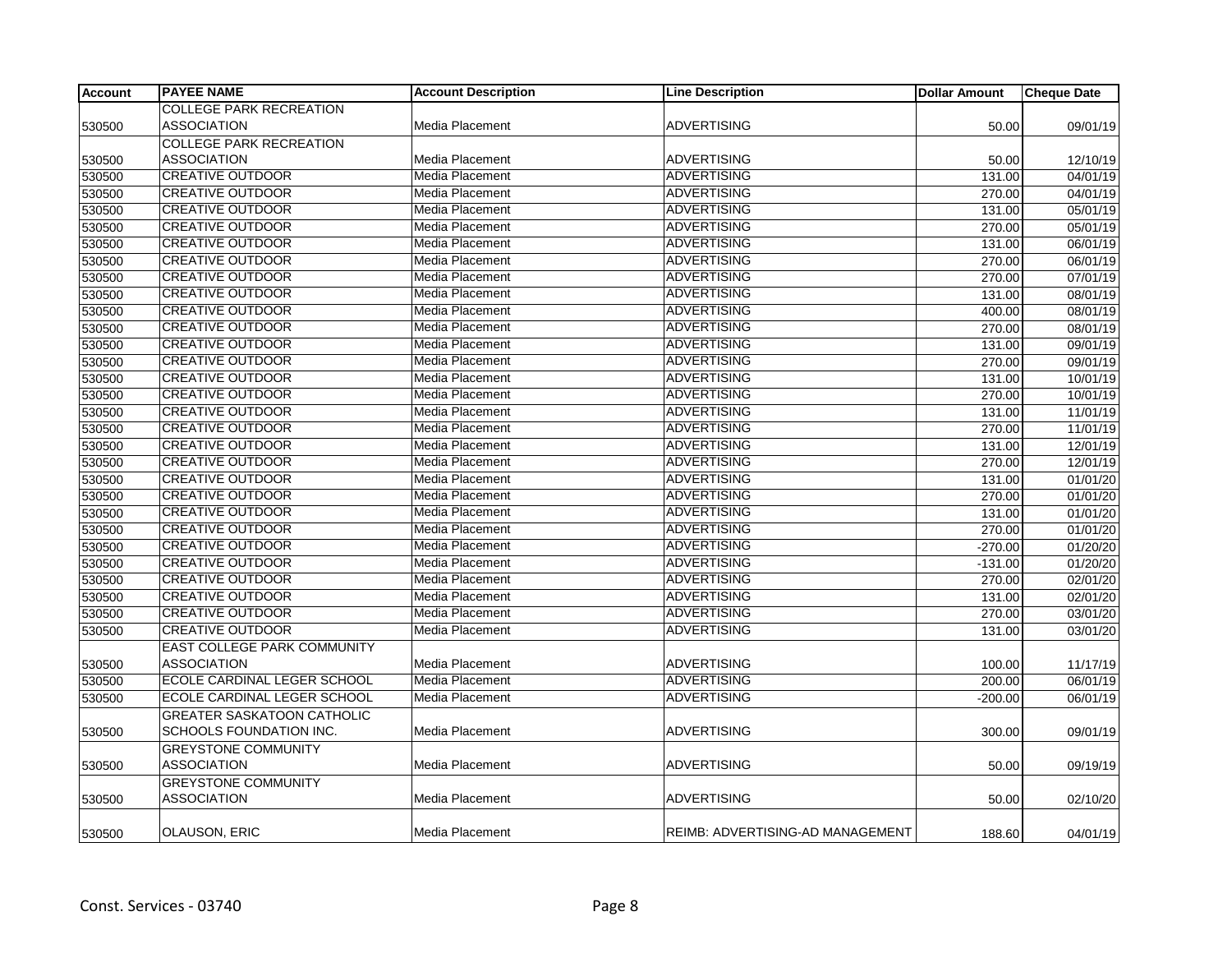| Account | PAYEE NAME | Account Description | Line Description | Dollar Amount | Cheque Date |
|---|---|---|---|---|---|
| 530500 | COLLEGE PARK RECREATION ASSOCIATION | Media Placement | ADVERTISING | 50.00 | 09/01/19 |
| 530500 | COLLEGE PARK RECREATION ASSOCIATION | Media Placement | ADVERTISING | 50.00 | 12/10/19 |
| 530500 | CREATIVE OUTDOOR | Media Placement | ADVERTISING | 131.00 | 04/01/19 |
| 530500 | CREATIVE OUTDOOR | Media Placement | ADVERTISING | 270.00 | 04/01/19 |
| 530500 | CREATIVE OUTDOOR | Media Placement | ADVERTISING | 131.00 | 05/01/19 |
| 530500 | CREATIVE OUTDOOR | Media Placement | ADVERTISING | 270.00 | 05/01/19 |
| 530500 | CREATIVE OUTDOOR | Media Placement | ADVERTISING | 131.00 | 06/01/19 |
| 530500 | CREATIVE OUTDOOR | Media Placement | ADVERTISING | 270.00 | 06/01/19 |
| 530500 | CREATIVE OUTDOOR | Media Placement | ADVERTISING | 270.00 | 07/01/19 |
| 530500 | CREATIVE OUTDOOR | Media Placement | ADVERTISING | 131.00 | 08/01/19 |
| 530500 | CREATIVE OUTDOOR | Media Placement | ADVERTISING | 400.00 | 08/01/19 |
| 530500 | CREATIVE OUTDOOR | Media Placement | ADVERTISING | 270.00 | 08/01/19 |
| 530500 | CREATIVE OUTDOOR | Media Placement | ADVERTISING | 131.00 | 09/01/19 |
| 530500 | CREATIVE OUTDOOR | Media Placement | ADVERTISING | 270.00 | 09/01/19 |
| 530500 | CREATIVE OUTDOOR | Media Placement | ADVERTISING | 131.00 | 10/01/19 |
| 530500 | CREATIVE OUTDOOR | Media Placement | ADVERTISING | 270.00 | 10/01/19 |
| 530500 | CREATIVE OUTDOOR | Media Placement | ADVERTISING | 131.00 | 11/01/19 |
| 530500 | CREATIVE OUTDOOR | Media Placement | ADVERTISING | 270.00 | 11/01/19 |
| 530500 | CREATIVE OUTDOOR | Media Placement | ADVERTISING | 131.00 | 12/01/19 |
| 530500 | CREATIVE OUTDOOR | Media Placement | ADVERTISING | 270.00 | 12/01/19 |
| 530500 | CREATIVE OUTDOOR | Media Placement | ADVERTISING | 131.00 | 01/01/20 |
| 530500 | CREATIVE OUTDOOR | Media Placement | ADVERTISING | 270.00 | 01/01/20 |
| 530500 | CREATIVE OUTDOOR | Media Placement | ADVERTISING | 131.00 | 01/01/20 |
| 530500 | CREATIVE OUTDOOR | Media Placement | ADVERTISING | 270.00 | 01/01/20 |
| 530500 | CREATIVE OUTDOOR | Media Placement | ADVERTISING | -270.00 | 01/20/20 |
| 530500 | CREATIVE OUTDOOR | Media Placement | ADVERTISING | -131.00 | 01/20/20 |
| 530500 | CREATIVE OUTDOOR | Media Placement | ADVERTISING | 270.00 | 02/01/20 |
| 530500 | CREATIVE OUTDOOR | Media Placement | ADVERTISING | 131.00 | 02/01/20 |
| 530500 | CREATIVE OUTDOOR | Media Placement | ADVERTISING | 270.00 | 03/01/20 |
| 530500 | CREATIVE OUTDOOR | Media Placement | ADVERTISING | 131.00 | 03/01/20 |
| 530500 | EAST COLLEGE PARK COMMUNITY ASSOCIATION | Media Placement | ADVERTISING | 100.00 | 11/17/19 |
| 530500 | ECOLE CARDINAL LEGER SCHOOL | Media Placement | ADVERTISING | 200.00 | 06/01/19 |
| 530500 | ECOLE CARDINAL LEGER SCHOOL | Media Placement | ADVERTISING | -200.00 | 06/01/19 |
| 530500 | GREATER SASKATOON CATHOLIC SCHOOLS FOUNDATION INC. | Media Placement | ADVERTISING | 300.00 | 09/01/19 |
| 530500 | GREYSTONE COMMUNITY ASSOCIATION | Media Placement | ADVERTISING | 50.00 | 09/19/19 |
| 530500 | GREYSTONE COMMUNITY ASSOCIATION | Media Placement | ADVERTISING | 50.00 | 02/10/20 |
| 530500 | OLAUSON, ERIC | Media Placement | REIMB: ADVERTISING-AD MANAGEMENT | 188.60 | 04/01/19 |

Const. Services - 03740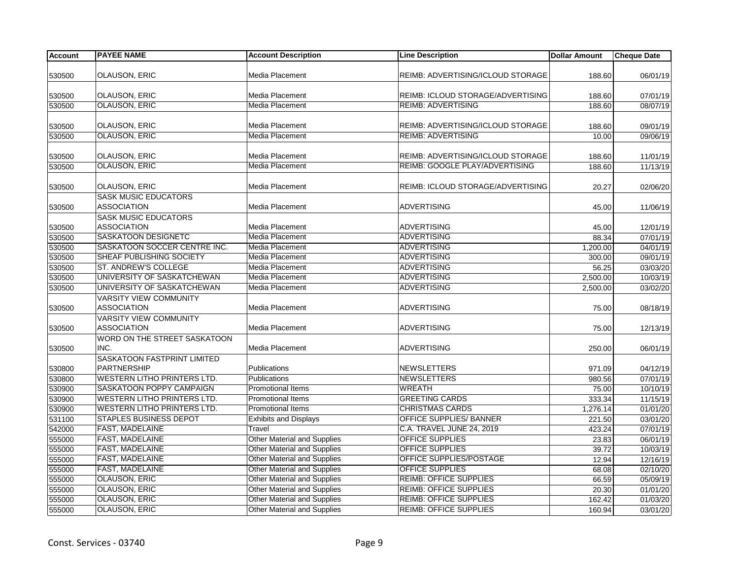| Account | PAYEE NAME | Account Description | Line Description | Dollar Amount | Cheque Date |
|---|---|---|---|---|---|
| 530500 | OLAUSON, ERIC | Media Placement | REIMB: ADVERTISING/ICLOUD STORAGE | 188.60 | 06/01/19 |
| 530500 | OLAUSON, ERIC | Media Placement | REIMB: ICLOUD STORAGE/ADVERTISING | 188.60 | 07/01/19 |
| 530500 | OLAUSON, ERIC | Media Placement | REIMB: ADVERTISING | 188.60 | 08/07/19 |
| 530500 | OLAUSON, ERIC | Media Placement | REIMB: ADVERTISING/ICLOUD STORAGE | 188.60 | 09/01/19 |
| 530500 | OLAUSON, ERIC | Media Placement | REIMB: ADVERTISING | 10.00 | 09/06/19 |
| 530500 | OLAUSON, ERIC | Media Placement | REIMB: ADVERTISING/ICLOUD STORAGE | 188.60 | 11/01/19 |
| 530500 | OLAUSON, ERIC | Media Placement | REIMB: GOOGLE PLAY/ADVERTISING | 188.60 | 11/13/19 |
| 530500 | OLAUSON, ERIC | Media Placement | REIMB: ICLOUD STORAGE/ADVERTISING | 20.27 | 02/06/20 |
| 530500 | SASK MUSIC EDUCATORS ASSOCIATION | Media Placement | ADVERTISING | 45.00 | 11/06/19 |
| 530500 | SASK MUSIC EDUCATORS ASSOCIATION | Media Placement | ADVERTISING | 45.00 | 12/01/19 |
| 530500 | SASKATOON DESIGNETC | Media Placement | ADVERTISING | 88.34 | 07/01/19 |
| 530500 | SASKATOON SOCCER CENTRE INC. | Media Placement | ADVERTISING | 1,200.00 | 04/01/19 |
| 530500 | SHEAF PUBLISHING SOCIETY | Media Placement | ADVERTISING | 300.00 | 09/01/19 |
| 530500 | ST. ANDREW'S COLLEGE | Media Placement | ADVERTISING | 56.25 | 03/03/20 |
| 530500 | UNIVERSITY OF SASKATCHEWAN | Media Placement | ADVERTISING | 2,500.00 | 10/03/19 |
| 530500 | UNIVERSITY OF SASKATCHEWAN | Media Placement | ADVERTISING | 2,500.00 | 03/02/20 |
| 530500 | VARSITY VIEW COMMUNITY ASSOCIATION | Media Placement | ADVERTISING | 75.00 | 08/18/19 |
| 530500 | VARSITY VIEW COMMUNITY ASSOCIATION | Media Placement | ADVERTISING | 75.00 | 12/13/19 |
| 530500 | WORD ON THE STREET SASKATOON INC. | Media Placement | ADVERTISING | 250.00 | 06/01/19 |
| 530800 | SASKATOON FASTPRINT LIMITED PARTNERSHIP | Publications | NEWSLETTERS | 971.09 | 04/12/19 |
| 530800 | WESTERN LITHO PRINTERS LTD. | Publications | NEWSLETTERS | 980.56 | 07/01/19 |
| 530900 | SASKATOON POPPY CAMPAIGN | Promotional Items | WREATH | 75.00 | 10/10/19 |
| 530900 | WESTERN LITHO PRINTERS LTD. | Promotional Items | GREETING CARDS | 333.34 | 11/15/19 |
| 530900 | WESTERN LITHO PRINTERS LTD. | Promotional Items | CHRISTMAS CARDS | 1,276.14 | 01/01/20 |
| 531100 | STAPLES BUSINESS DEPOT | Exhibits and Displays | OFFICE SUPPLIES/ BANNER | 221.50 | 03/01/20 |
| 542000 | FAST, MADELAINE | Travel | C.A. TRAVEL JUNE 24, 2019 | 423.24 | 07/01/19 |
| 555000 | FAST, MADELAINE | Other Material and Supplies | OFFICE SUPPLIES | 23.83 | 06/01/19 |
| 555000 | FAST, MADELAINE | Other Material and Supplies | OFFICE SUPPLIES | 39.72 | 10/03/19 |
| 555000 | FAST, MADELAINE | Other Material and Supplies | OFFICE SUPPLIES/POSTAGE | 12.94 | 12/16/19 |
| 555000 | FAST, MADELAINE | Other Material and Supplies | OFFICE SUPPLIES | 68.08 | 02/10/20 |
| 555000 | OLAUSON, ERIC | Other Material and Supplies | REIMB: OFFICE SUPPLIES | 66.59 | 05/09/19 |
| 555000 | OLAUSON, ERIC | Other Material and Supplies | REIMB: OFFICE SUPPLIES | 20.30 | 01/01/20 |
| 555000 | OLAUSON, ERIC | Other Material and Supplies | REIMB: OFFICE SUPPLIES | 162.42 | 01/03/20 |
| 555000 | OLAUSON, ERIC | Other Material and Supplies | REIMB: OFFICE SUPPLIES | 160.94 | 03/01/20 |

Const. Services - 03740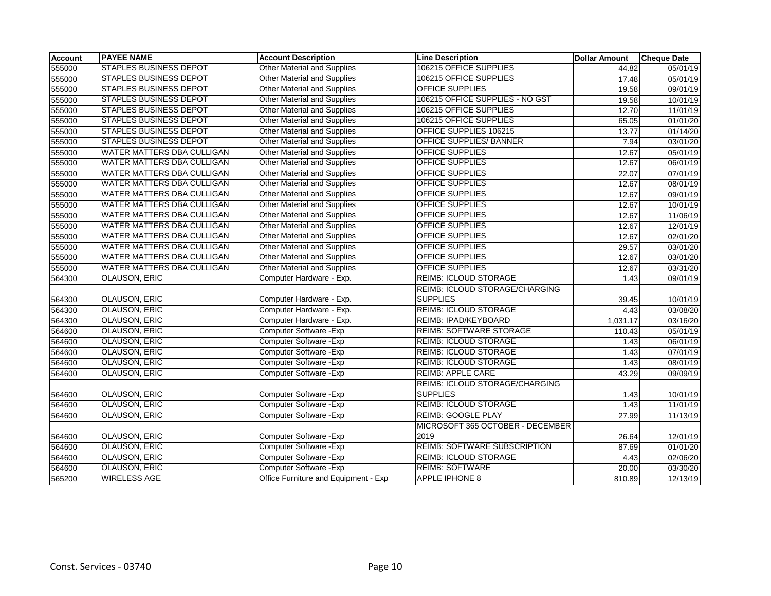| Account | PAYEE NAME | Account Description | Line Description | Dollar Amount | Cheque Date |
|---|---|---|---|---|---|
| 555000 | STAPLES BUSINESS DEPOT | Other Material and Supplies | 106215 OFFICE SUPPLIES | 44.82 | 05/01/19 |
| 555000 | STAPLES BUSINESS DEPOT | Other Material and Supplies | 106215 OFFICE SUPPLIES | 17.48 | 05/01/19 |
| 555000 | STAPLES BUSINESS DEPOT | Other Material and Supplies | OFFICE SUPPLIES | 19.58 | 09/01/19 |
| 555000 | STAPLES BUSINESS DEPOT | Other Material and Supplies | 106215 OFFICE SUPPLIES - NO GST | 19.58 | 10/01/19 |
| 555000 | STAPLES BUSINESS DEPOT | Other Material and Supplies | 106215 OFFICE SUPPLIES | 12.70 | 11/01/19 |
| 555000 | STAPLES BUSINESS DEPOT | Other Material and Supplies | 106215 OFFICE SUPPLIES | 65.05 | 01/01/20 |
| 555000 | STAPLES BUSINESS DEPOT | Other Material and Supplies | OFFICE SUPPLIES 106215 | 13.77 | 01/14/20 |
| 555000 | STAPLES BUSINESS DEPOT | Other Material and Supplies | OFFICE SUPPLIES/ BANNER | 7.94 | 03/01/20 |
| 555000 | WATER MATTERS DBA CULLIGAN | Other Material and Supplies | OFFICE SUPPLIES | 12.67 | 05/01/19 |
| 555000 | WATER MATTERS DBA CULLIGAN | Other Material and Supplies | OFFICE SUPPLIES | 12.67 | 06/01/19 |
| 555000 | WATER MATTERS DBA CULLIGAN | Other Material and Supplies | OFFICE SUPPLIES | 22.07 | 07/01/19 |
| 555000 | WATER MATTERS DBA CULLIGAN | Other Material and Supplies | OFFICE SUPPLIES | 12.67 | 08/01/19 |
| 555000 | WATER MATTERS DBA CULLIGAN | Other Material and Supplies | OFFICE SUPPLIES | 12.67 | 09/01/19 |
| 555000 | WATER MATTERS DBA CULLIGAN | Other Material and Supplies | OFFICE SUPPLIES | 12.67 | 10/01/19 |
| 555000 | WATER MATTERS DBA CULLIGAN | Other Material and Supplies | OFFICE SUPPLIES | 12.67 | 11/06/19 |
| 555000 | WATER MATTERS DBA CULLIGAN | Other Material and Supplies | OFFICE SUPPLIES | 12.67 | 12/01/19 |
| 555000 | WATER MATTERS DBA CULLIGAN | Other Material and Supplies | OFFICE SUPPLIES | 12.67 | 02/01/20 |
| 555000 | WATER MATTERS DBA CULLIGAN | Other Material and Supplies | OFFICE SUPPLIES | 29.57 | 03/01/20 |
| 555000 | WATER MATTERS DBA CULLIGAN | Other Material and Supplies | OFFICE SUPPLIES | 12.67 | 03/01/20 |
| 555000 | WATER MATTERS DBA CULLIGAN | Other Material and Supplies | OFFICE SUPPLIES | 12.67 | 03/31/20 |
| 564300 | OLAUSON, ERIC | Computer Hardware - Exp. | REIMB: ICLOUD STORAGE | 1.43 | 09/01/19 |
| 564300 | OLAUSON, ERIC | Computer Hardware - Exp. | REIMB: ICLOUD STORAGE/CHARGING SUPPLIES | 39.45 | 10/01/19 |
| 564300 | OLAUSON, ERIC | Computer Hardware - Exp. | REIMB: ICLOUD STORAGE | 4.43 | 03/08/20 |
| 564300 | OLAUSON, ERIC | Computer Hardware - Exp. | REIMB: IPAD/KEYBOARD | 1,031.17 | 03/16/20 |
| 564600 | OLAUSON, ERIC | Computer Software -Exp | REIMB: SOFTWARE STORAGE | 110.43 | 05/01/19 |
| 564600 | OLAUSON, ERIC | Computer Software -Exp | REIMB: ICLOUD STORAGE | 1.43 | 06/01/19 |
| 564600 | OLAUSON, ERIC | Computer Software -Exp | REIMB: ICLOUD STORAGE | 1.43 | 07/01/19 |
| 564600 | OLAUSON, ERIC | Computer Software -Exp | REIMB: ICLOUD STORAGE | 1.43 | 08/01/19 |
| 564600 | OLAUSON, ERIC | Computer Software -Exp | REIMB: APPLE CARE | 43.29 | 09/09/19 |
| 564600 | OLAUSON, ERIC | Computer Software -Exp | REIMB: ICLOUD STORAGE/CHARGING SUPPLIES | 1.43 | 10/01/19 |
| 564600 | OLAUSON, ERIC | Computer Software -Exp | REIMB: ICLOUD STORAGE | 1.43 | 11/01/19 |
| 564600 | OLAUSON, ERIC | Computer Software -Exp | REIMB: GOOGLE PLAY | 27.99 | 11/13/19 |
| 564600 | OLAUSON, ERIC | Computer Software -Exp | MICROSOFT 365 OCTOBER - DECEMBER 2019 | 26.64 | 12/01/19 |
| 564600 | OLAUSON, ERIC | Computer Software -Exp | REIMB: SOFTWARE SUBSCRIPTION | 87.69 | 01/01/20 |
| 564600 | OLAUSON, ERIC | Computer Software -Exp | REIMB: ICLOUD STORAGE | 4.43 | 02/06/20 |
| 564600 | OLAUSON, ERIC | Computer Software -Exp | REIMB: SOFTWARE | 20.00 | 03/30/20 |
| 565200 | WIRELESS AGE | Office Furniture and Equipment - Exp | APPLE IPHONE 8 | 810.89 | 12/13/19 |

Const. Services - 03740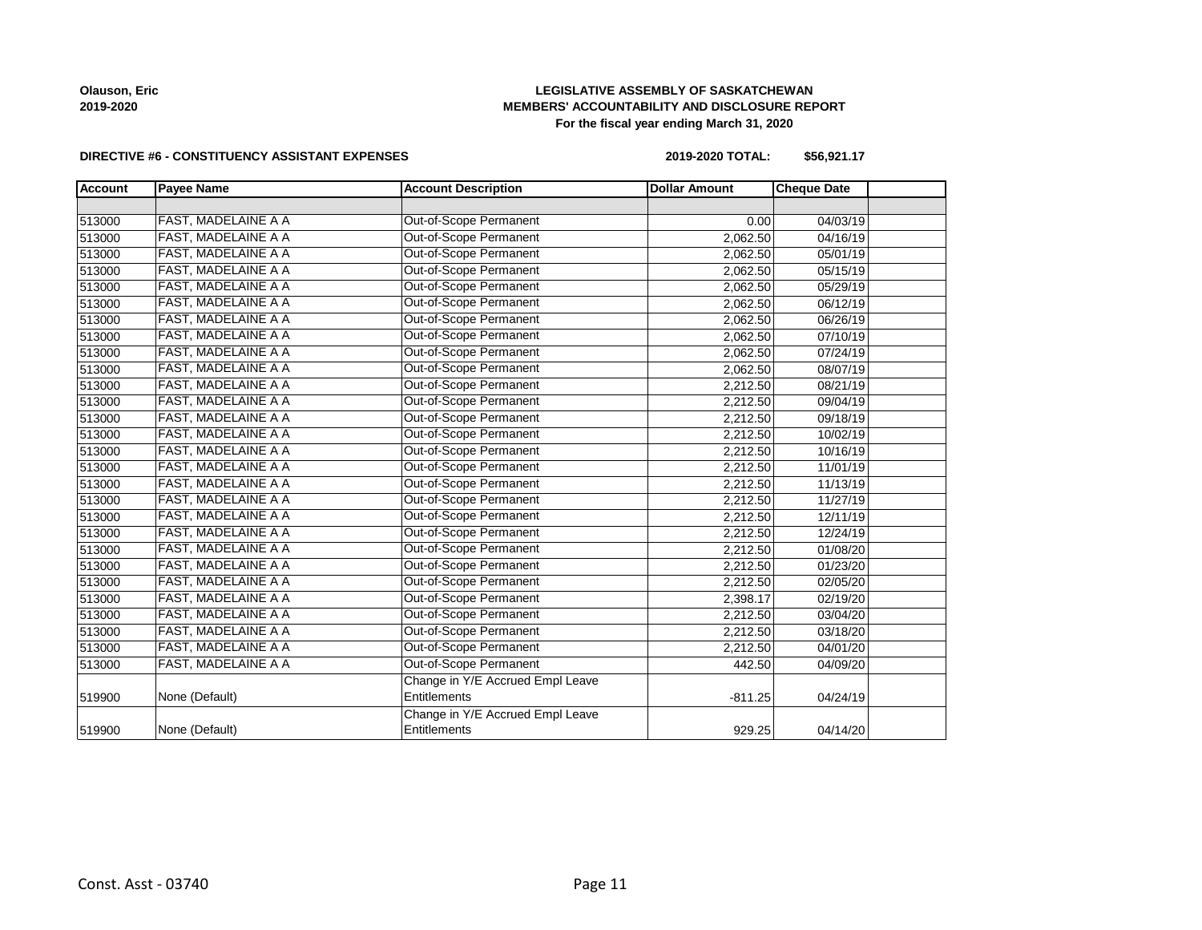Olauson, Eric
2019-2020

**LEGISLATIVE ASSEMBLY OF SASKATCHEWAN**
**MEMBERS' ACCOUNTABILITY AND DISCLOSURE REPORT**
**For the fiscal year ending March 31, 2020**

**DIRECTIVE #6 - CONSTITUENCY ASSISTANT EXPENSES** **2019-2020 TOTAL: $56,921.17**

| Account | Payee Name | Account Description | Dollar Amount | Cheque Date | |
|---|---|---|---|---|---|
| | | | | | |
| 513000 | FAST, MADELAINE A A | Out-of-Scope Permanent | 0.00 | 04/03/19 | |
| 513000 | FAST, MADELAINE A A | Out-of-Scope Permanent | 2,062.50 | 04/16/19 | |
| 513000 | FAST, MADELAINE A A | Out-of-Scope Permanent | 2,062.50 | 05/01/19 | |
| 513000 | FAST, MADELAINE A A | Out-of-Scope Permanent | 2,062.50 | 05/15/19 | |
| 513000 | FAST, MADELAINE A A | Out-of-Scope Permanent | 2,062.50 | 05/29/19 | |
| 513000 | FAST, MADELAINE A A | Out-of-Scope Permanent | 2,062.50 | 06/12/19 | |
| 513000 | FAST, MADELAINE A A | Out-of-Scope Permanent | 2,062.50 | 06/26/19 | |
| 513000 | FAST, MADELAINE A A | Out-of-Scope Permanent | 2,062.50 | 07/10/19 | |
| 513000 | FAST, MADELAINE A A | Out-of-Scope Permanent | 2,062.50 | 07/24/19 | |
| 513000 | FAST, MADELAINE A A | Out-of-Scope Permanent | 2,062.50 | 08/07/19 | |
| 513000 | FAST, MADELAINE A A | Out-of-Scope Permanent | 2,212.50 | 08/21/19 | |
| 513000 | FAST, MADELAINE A A | Out-of-Scope Permanent | 2,212.50 | 09/04/19 | |
| 513000 | FAST, MADELAINE A A | Out-of-Scope Permanent | 2,212.50 | 09/18/19 | |
| 513000 | FAST, MADELAINE A A | Out-of-Scope Permanent | 2,212.50 | 10/02/19 | |
| 513000 | FAST, MADELAINE A A | Out-of-Scope Permanent | 2,212.50 | 10/16/19 | |
| 513000 | FAST, MADELAINE A A | Out-of-Scope Permanent | 2,212.50 | 11/01/19 | |
| 513000 | FAST, MADELAINE A A | Out-of-Scope Permanent | 2,212.50 | 11/13/19 | |
| 513000 | FAST, MADELAINE A A | Out-of-Scope Permanent | 2,212.50 | 11/27/19 | |
| 513000 | FAST, MADELAINE A A | Out-of-Scope Permanent | 2,212.50 | 12/11/19 | |
| 513000 | FAST, MADELAINE A A | Out-of-Scope Permanent | 2,212.50 | 12/24/19 | |
| 513000 | FAST, MADELAINE A A | Out-of-Scope Permanent | 2,212.50 | 01/08/20 | |
| 513000 | FAST, MADELAINE A A | Out-of-Scope Permanent | 2,212.50 | 01/23/20 | |
| 513000 | FAST, MADELAINE A A | Out-of-Scope Permanent | 2,212.50 | 02/05/20 | |
| 513000 | FAST, MADELAINE A A | Out-of-Scope Permanent | 2,398.17 | 02/19/20 | |
| 513000 | FAST, MADELAINE A A | Out-of-Scope Permanent | 2,212.50 | 03/04/20 | |
| 513000 | FAST, MADELAINE A A | Out-of-Scope Permanent | 2,212.50 | 03/18/20 | |
| 513000 | FAST, MADELAINE A A | Out-of-Scope Permanent | 2,212.50 | 04/01/20 | |
| 513000 | FAST, MADELAINE A A | Out-of-Scope Permanent | 442.50 | 04/09/20 | |
| 519900 | None (Default) | Change in Y/E Accrued Empl Leave Entitlements | -811.25 | 04/24/19 | |
| 519900 | None (Default) | Change in Y/E Accrued Empl Leave Entitlements | 929.25 | 04/14/20 | |

Const. Asst - 03740